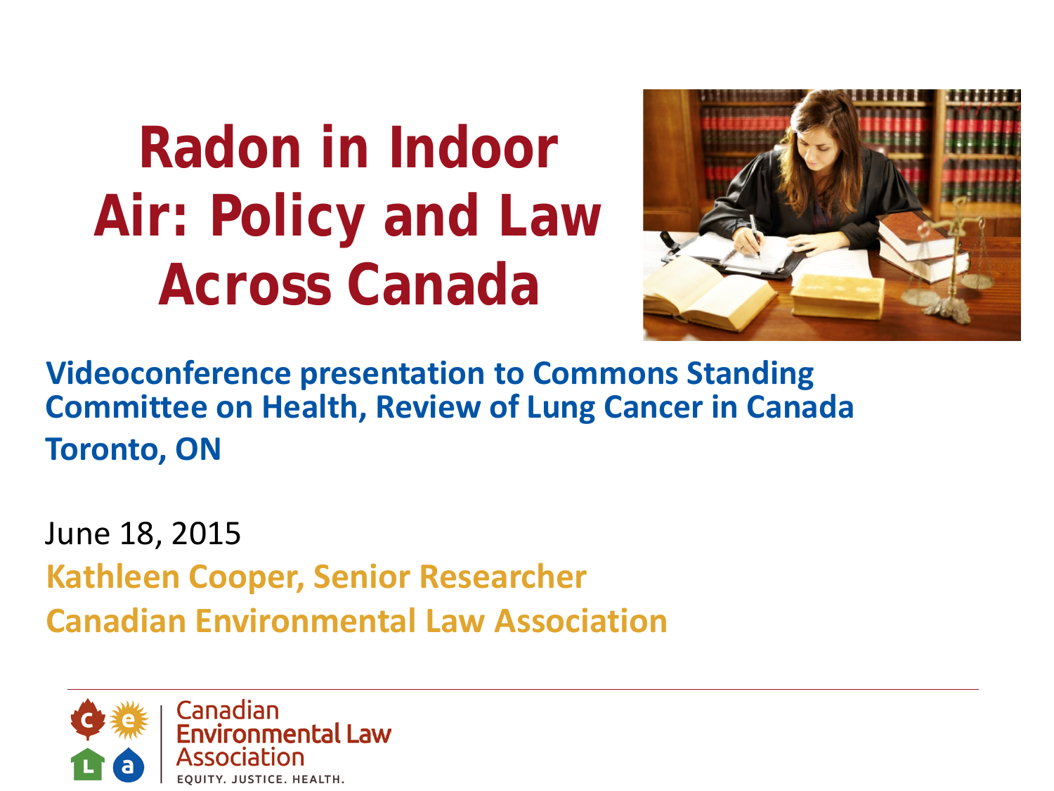# Radon in Indoor Air: Policy and Law Across Canada

**Videoconference presentation to Commons Standing Committee on Health, Review of Lung Cancer in Canada**

**Toronto, ON**

June 18, 2015

**Kathleen Cooper, Senior Researcher**

**Canadian Environmental Law Association**

Canadian Environmental Law Association

EQUITY. JUSTICE. HEALTH.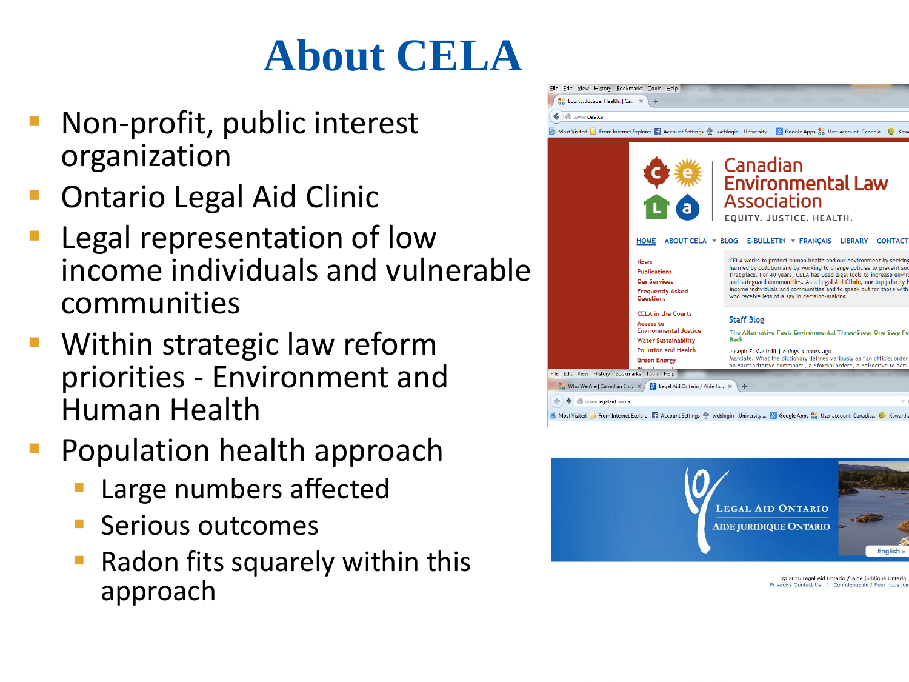# About CELA

- Non-profit, public interest organization
- Ontario Legal Aid Clinic
- Legal representation of low income individuals and vulnerable communities
- Within strategic law reform priorities - Environment and Human Health
- Population health approach
  - Large numbers affected
  - Serious outcomes
  - Radon fits squarely within this approach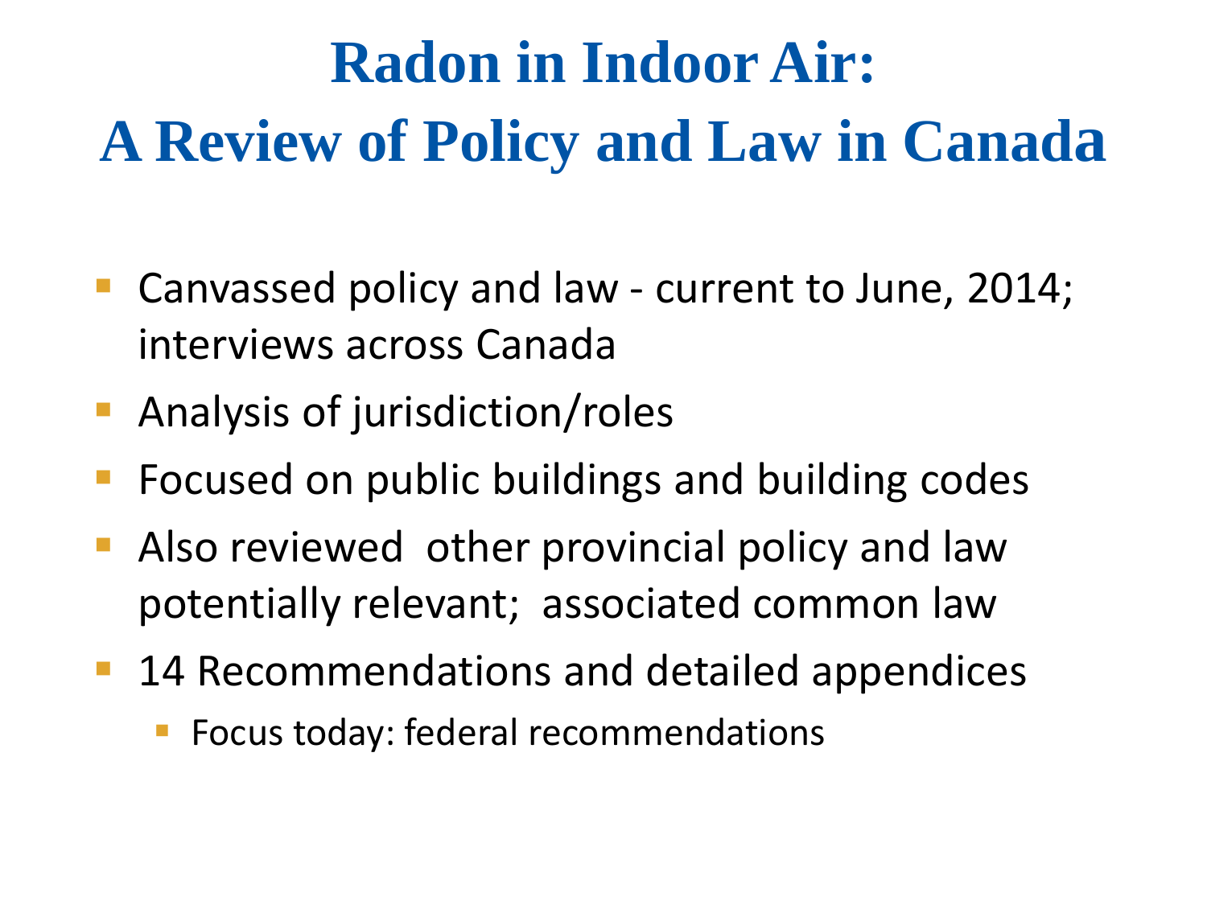# Radon in Indoor Air: A Review of Policy and Law in Canada

- Canvassed policy and law - current to June, 2014; interviews across Canada
- Analysis of jurisdiction/roles
- Focused on public buildings and building codes
- Also reviewed other provincial policy and law potentially relevant; associated common law
- 14 Recommendations and detailed appendices
  - Focus today: federal recommendations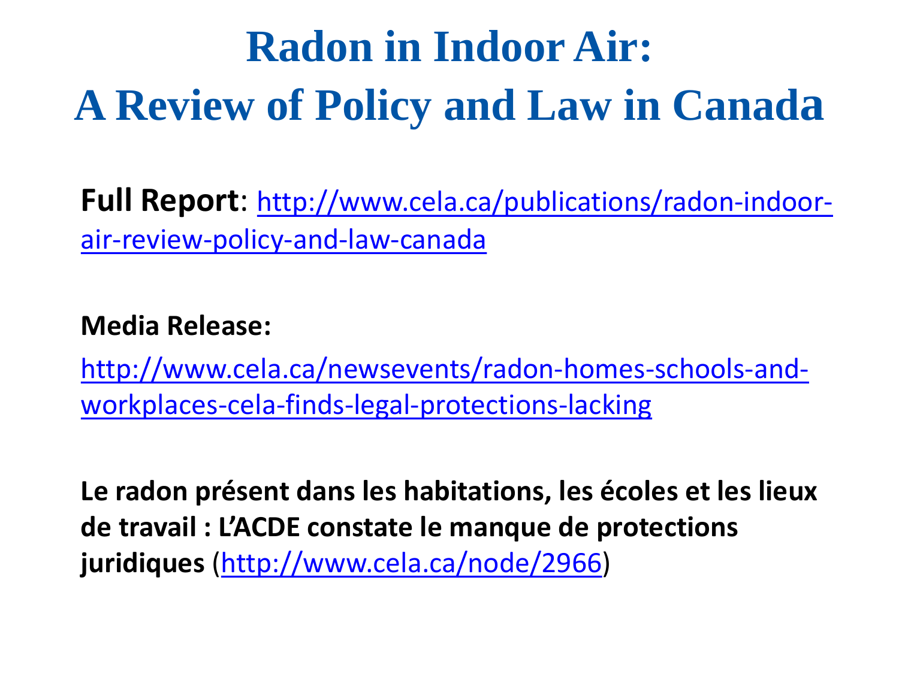# Radon in Indoor Air: A Review of Policy and Law in Canada

**Full Report**: http://www.cela.ca/publications/radon-indoor-air-review-policy-and-law-canada

**Media Release:**

http://www.cela.ca/newsevents/radon-homes-schools-and-workplaces-cela-finds-legal-protections-lacking

**Le radon présent dans les habitations, les écoles et les lieux de travail : L'ACDE constate le manque de protections juridiques** (http://www.cela.ca/node/2966)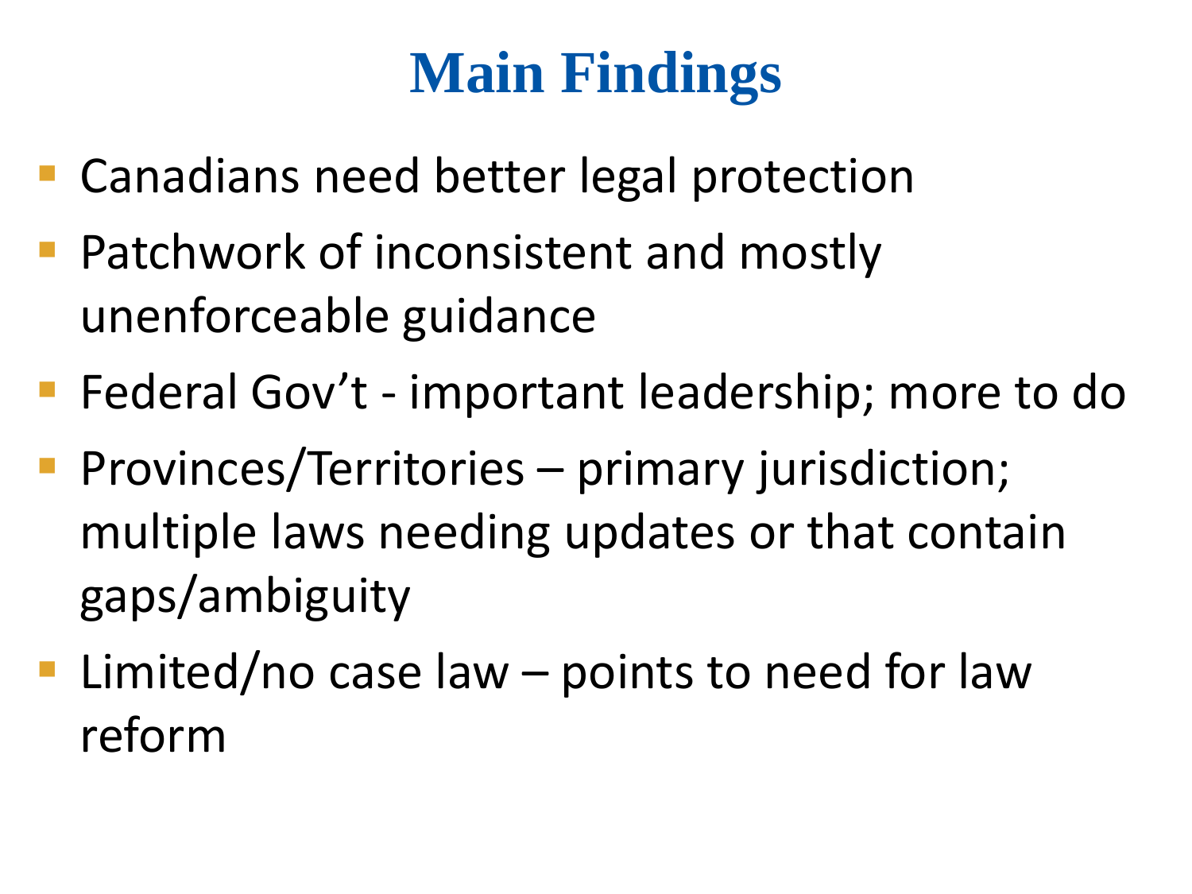# Main Findings

- Canadians need better legal protection
- Patchwork of inconsistent and mostly unenforceable guidance
- Federal Gov't - important leadership; more to do
- Provinces/Territories – primary jurisdiction; multiple laws needing updates or that contain gaps/ambiguity
- Limited/no case law – points to need for law reform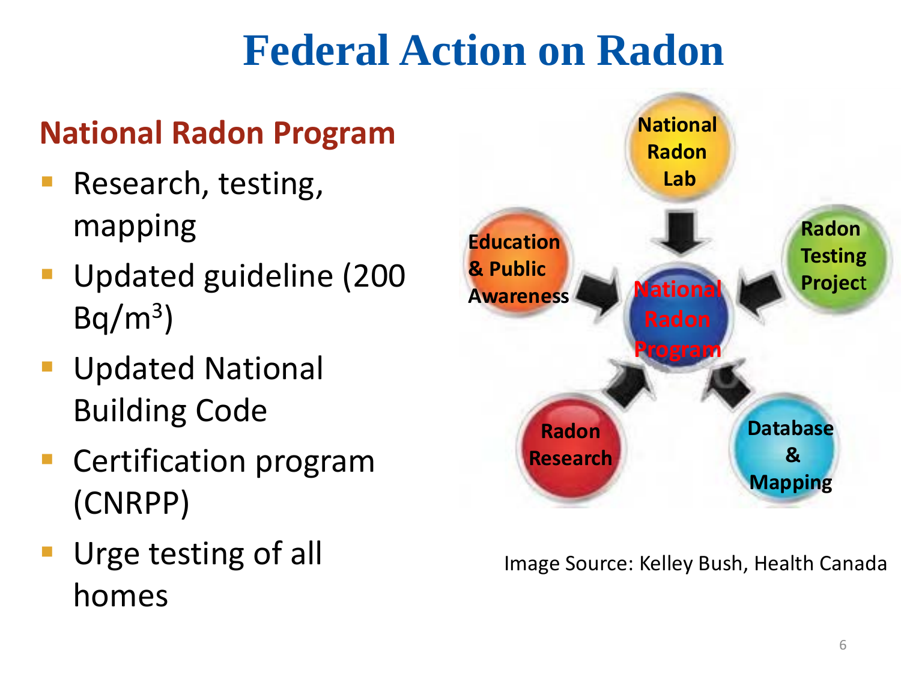# Federal Action on Radon

## National Radon Program

- Research, testing, mapping
- Updated guideline (200 Bq/m$^3$)
- Updated National Building Code
- Certification program (CNRPP)
- Urge testing of all homes

National Radon Lab

Education & Public Awareness

Radon Testing Project

National Radon Program

Radon Research

Database & Mapping

Image Source: Kelley Bush, Health Canada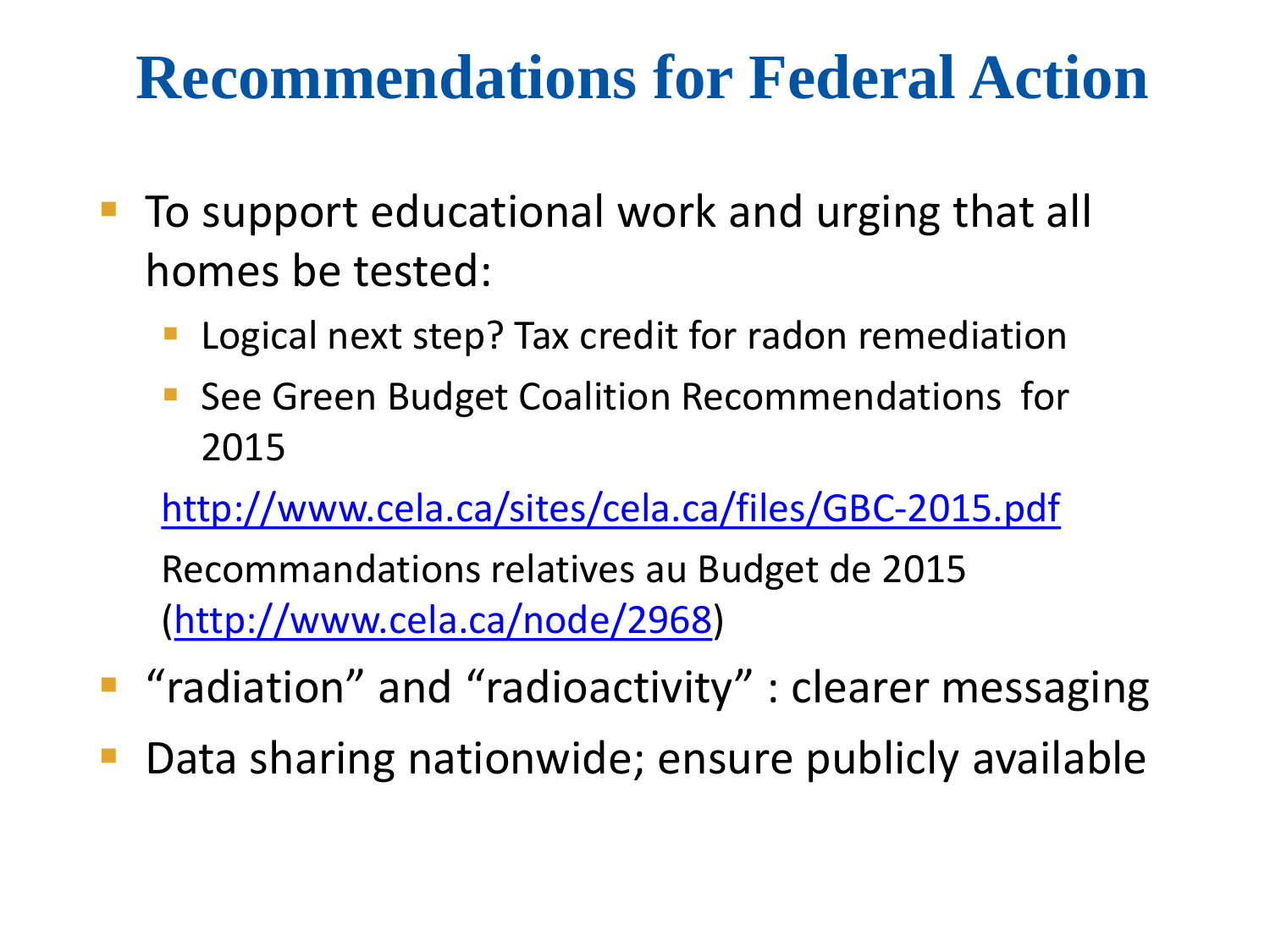# Recommendations for Federal Action

- To support educational work and urging that all homes be tested:
  - Logical next step? Tax credit for radon remediation
  - See Green Budget Coalition Recommendations for 2015

  http://www.cela.ca/sites/cela.ca/files/GBC-2015.pdf

  Recommandations relatives au Budget de 2015 (http://www.cela.ca/node/2968)
- "radiation" and "radioactivity" : clearer messaging
- Data sharing nationwide; ensure publicly available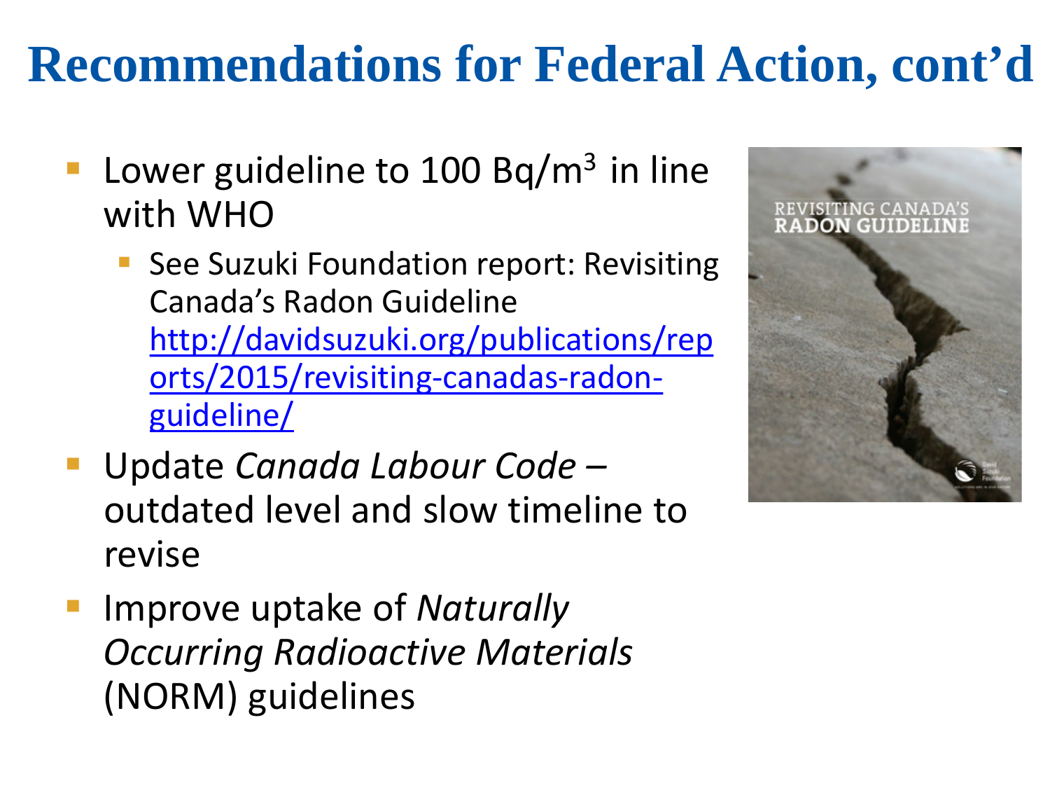# Recommendations for Federal Action, cont'd

- Lower guideline to 100 Bq/m$^3$ in line with WHO
  - See Suzuki Foundation report: Revisiting Canada's Radon Guideline http://davidsuzuki.org/publications/reports/2015/revisiting-canadas-radon-guideline/
- Update *Canada Labour Code* – outdated level and slow timeline to revise
- Improve uptake of *Naturally Occurring Radioactive Materials* (NORM) guidelines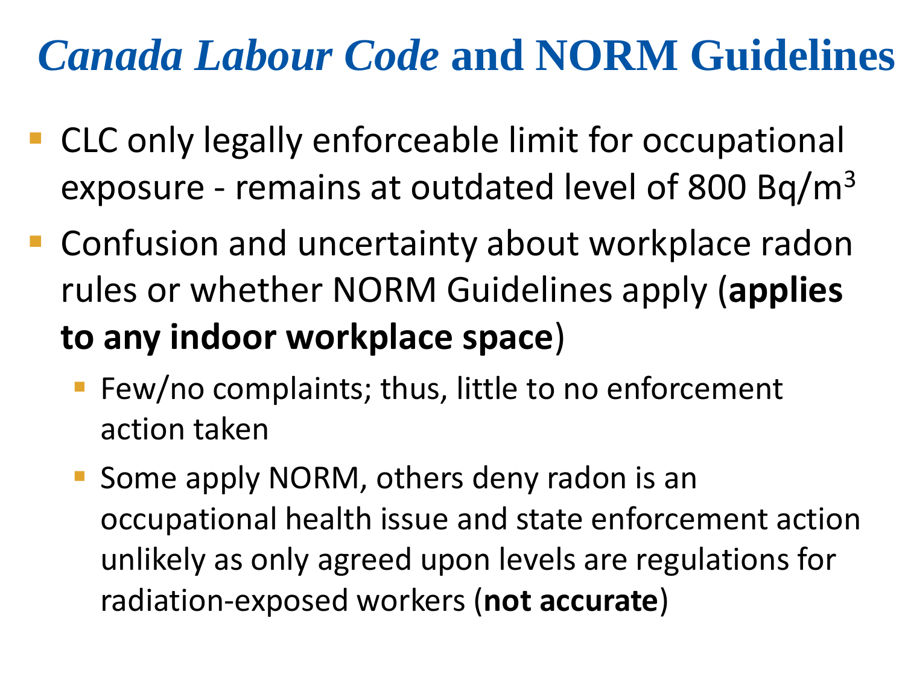# *Canada Labour Code* and NORM Guidelines

- CLC only legally enforceable limit for occupational exposure - remains at outdated level of 800 $Bq/m^3$
- Confusion and uncertainty about workplace radon rules or whether NORM Guidelines apply (**applies to any indoor workplace space**)
  - Few/no complaints; thus, little to no enforcement action taken
  - Some apply NORM, others deny radon is an occupational health issue and state enforcement action unlikely as only agreed upon levels are regulations for radiation-exposed workers (**not accurate**)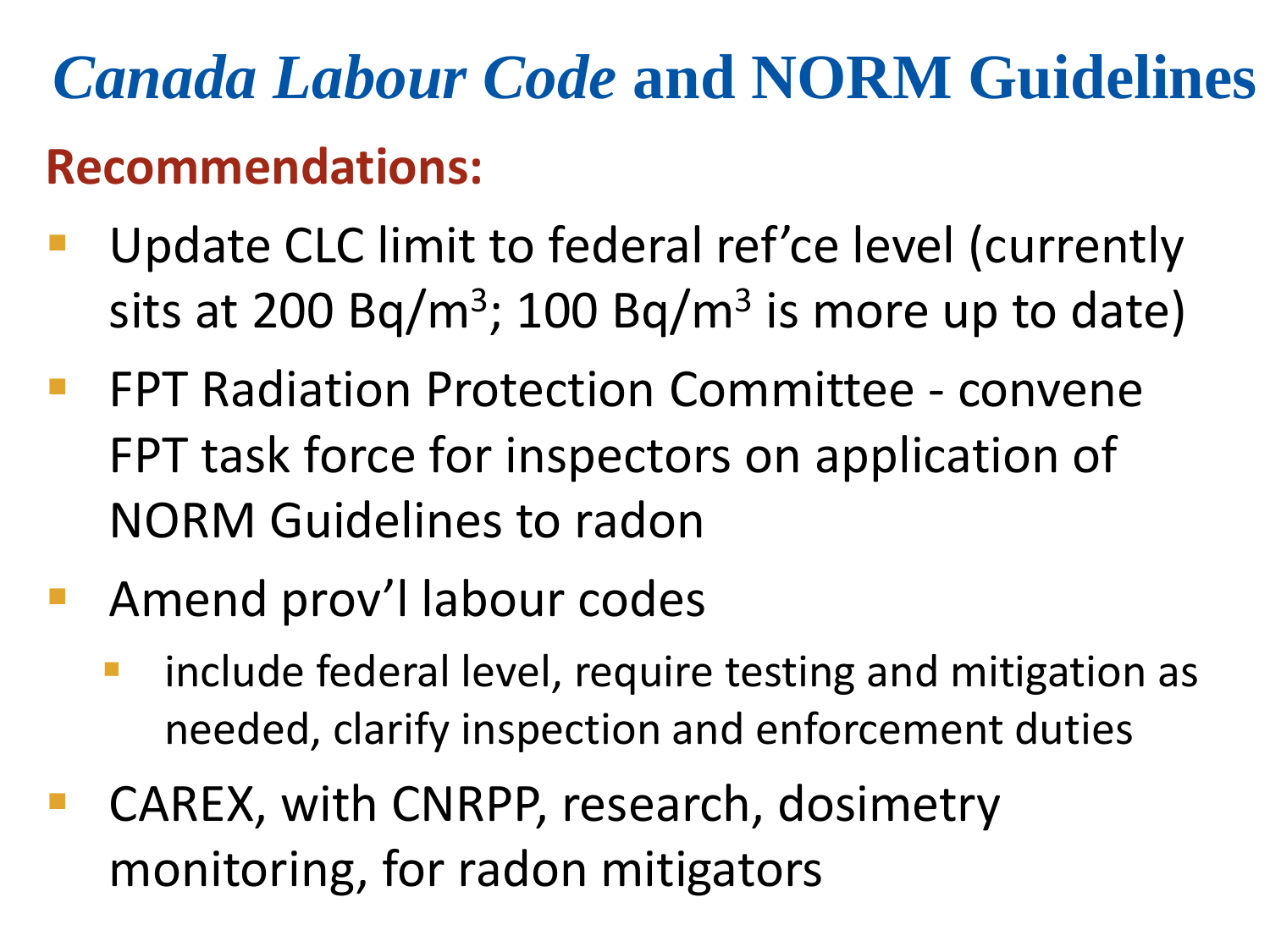# *Canada Labour Code* and NORM Guidelines

**Recommendations:**

- Update CLC limit to federal ref’ce level (currently sits at 200 $Bq/m^3$; 100 $Bq/m^3$ is more up to date)
- FPT Radiation Protection Committee - convene FPT task force for inspectors on application of NORM Guidelines to radon
- Amend prov’l labour codes
  - include federal level, require testing and mitigation as needed, clarify inspection and enforcement duties
- CAREX, with CNRPP, research, dosimetry monitoring, for radon mitigators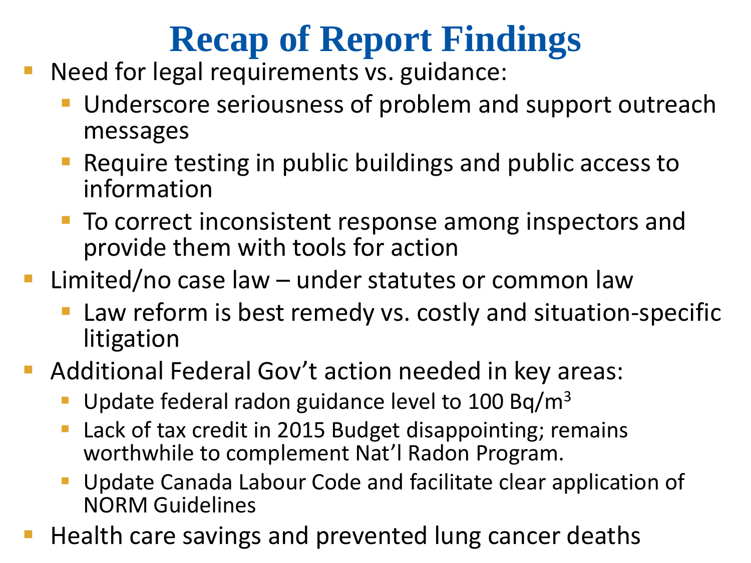# Recap of Report Findings

- Need for legal requirements vs. guidance:
  - Underscore seriousness of problem and support outreach messages
  - Require testing in public buildings and public access to information
  - To correct inconsistent response among inspectors and provide them with tools for action
- Limited/no case law – under statutes or common law
  - Law reform is best remedy vs. costly and situation-specific litigation
- Additional Federal Gov't action needed in key areas:
  - Update federal radon guidance level to 100 $Bq/m^3$
  - Lack of tax credit in 2015 Budget disappointing; remains worthwhile to complement Nat'l Radon Program.
  - Update Canada Labour Code and facilitate clear application of NORM Guidelines
- Health care savings and prevented lung cancer deaths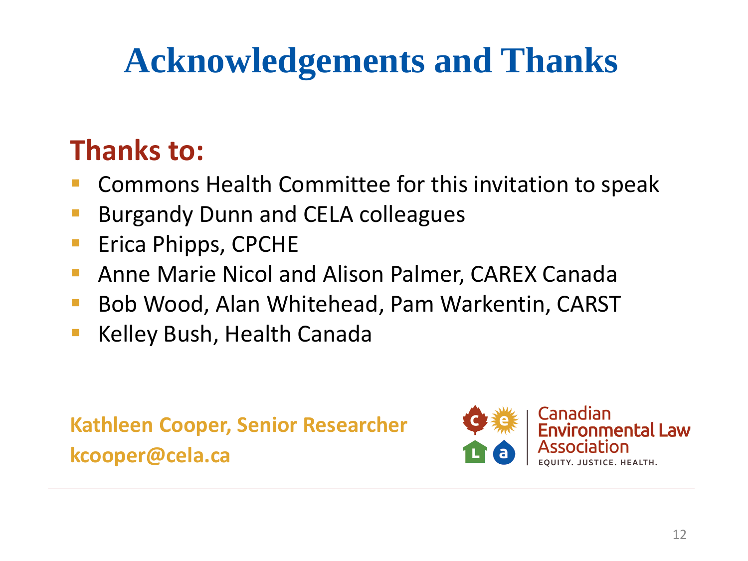# Acknowledgements and Thanks

## Thanks to:

- Commons Health Committee for this invitation to speak
- Burgandy Dunn and CELA colleagues
- Erica Phipps, CPCHE
- Anne Marie Nicol and Alison Palmer, CAREX Canada
- Bob Wood, Alan Whitehead, Pam Warkentin, CARST
- Kelley Bush, Health Canada

**Kathleen Cooper, Senior Researcher**
**kcooper@cela.ca**

Canadian Environmental Law Association
EQUITY. JUSTICE. HEALTH.